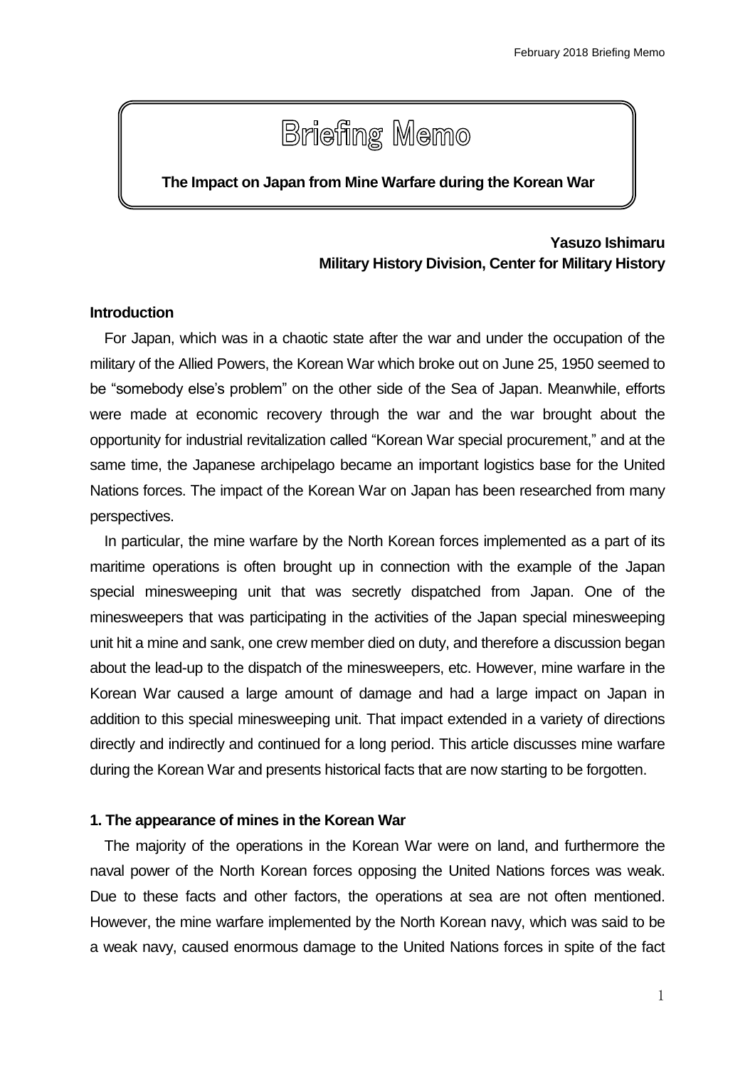# Briefing Memo

**The Impact on Japan from Mine Warfare during the Korean War**

**Yasuzo Ishimaru**
**Military History Division, Center for Military History**

## Introduction

For Japan, which was in a chaotic state after the war and under the occupation of the military of the Allied Powers, the Korean War which broke out on June 25, 1950 seemed to be "somebody else's problem" on the other side of the Sea of Japan. Meanwhile, efforts were made at economic recovery through the war and the war brought about the opportunity for industrial revitalization called "Korean War special procurement," and at the same time, the Japanese archipelago became an important logistics base for the United Nations forces. The impact of the Korean War on Japan has been researched from many perspectives.

In particular, the mine warfare by the North Korean forces implemented as a part of its maritime operations is often brought up in connection with the example of the Japan special minesweeping unit that was secretly dispatched from Japan. One of the minesweepers that was participating in the activities of the Japan special minesweeping unit hit a mine and sank, one crew member died on duty, and therefore a discussion began about the lead-up to the dispatch of the minesweepers, etc. However, mine warfare in the Korean War caused a large amount of damage and had a large impact on Japan in addition to this special minesweeping unit. That impact extended in a variety of directions directly and indirectly and continued for a long period. This article discusses mine warfare during the Korean War and presents historical facts that are now starting to be forgotten.

## 1. The appearance of mines in the Korean War

The majority of the operations in the Korean War were on land, and furthermore the naval power of the North Korean forces opposing the United Nations forces was weak. Due to these facts and other factors, the operations at sea are not often mentioned. However, the mine warfare implemented by the North Korean navy, which was said to be a weak navy, caused enormous damage to the United Nations forces in spite of the fact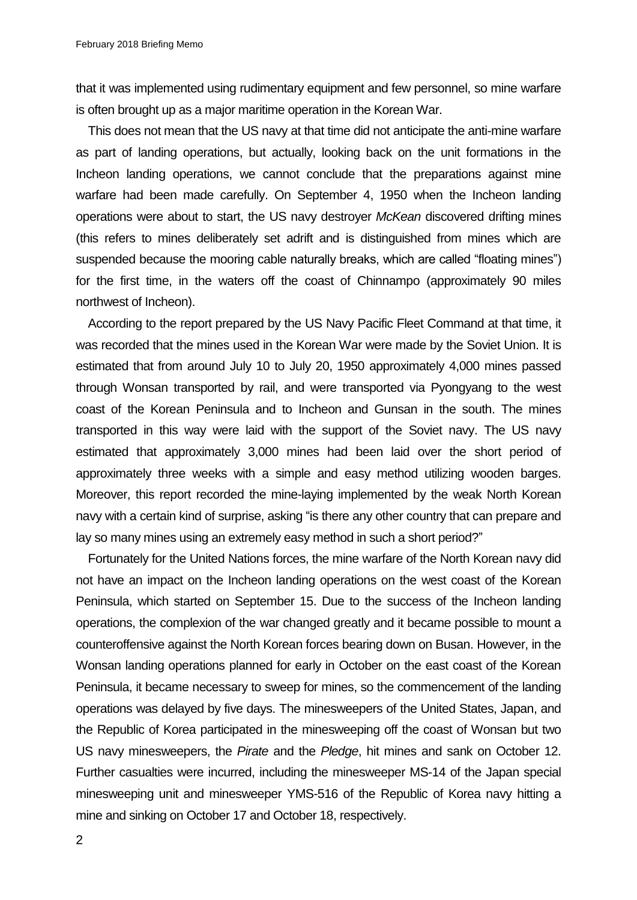that it was implemented using rudimentary equipment and few personnel, so mine warfare is often brought up as a major maritime operation in the Korean War.

This does not mean that the US navy at that time did not anticipate the anti-mine warfare as part of landing operations, but actually, looking back on the unit formations in the Incheon landing operations, we cannot conclude that the preparations against mine warfare had been made carefully. On September 4, 1950 when the Incheon landing operations were about to start, the US navy destroyer *McKean* discovered drifting mines (this refers to mines deliberately set adrift and is distinguished from mines which are suspended because the mooring cable naturally breaks, which are called "floating mines") for the first time, in the waters off the coast of Chinnampo (approximately 90 miles northwest of Incheon).

According to the report prepared by the US Navy Pacific Fleet Command at that time, it was recorded that the mines used in the Korean War were made by the Soviet Union. It is estimated that from around July 10 to July 20, 1950 approximately 4,000 mines passed through Wonsan transported by rail, and were transported via Pyongyang to the west coast of the Korean Peninsula and to Incheon and Gunsan in the south. The mines transported in this way were laid with the support of the Soviet navy. The US navy estimated that approximately 3,000 mines had been laid over the short period of approximately three weeks with a simple and easy method utilizing wooden barges. Moreover, this report recorded the mine-laying implemented by the weak North Korean navy with a certain kind of surprise, asking "is there any other country that can prepare and lay so many mines using an extremely easy method in such a short period?"

Fortunately for the United Nations forces, the mine warfare of the North Korean navy did not have an impact on the Incheon landing operations on the west coast of the Korean Peninsula, which started on September 15. Due to the success of the Incheon landing operations, the complexion of the war changed greatly and it became possible to mount a counteroffensive against the North Korean forces bearing down on Busan. However, in the Wonsan landing operations planned for early in October on the east coast of the Korean Peninsula, it became necessary to sweep for mines, so the commencement of the landing operations was delayed by five days. The minesweepers of the United States, Japan, and the Republic of Korea participated in the minesweeping off the coast of Wonsan but two US navy minesweepers, the *Pirate* and the *Pledge*, hit mines and sank on October 12. Further casualties were incurred, including the minesweeper MS-14 of the Japan special minesweeping unit and minesweeper YMS-516 of the Republic of Korea navy hitting a mine and sinking on October 17 and October 18, respectively.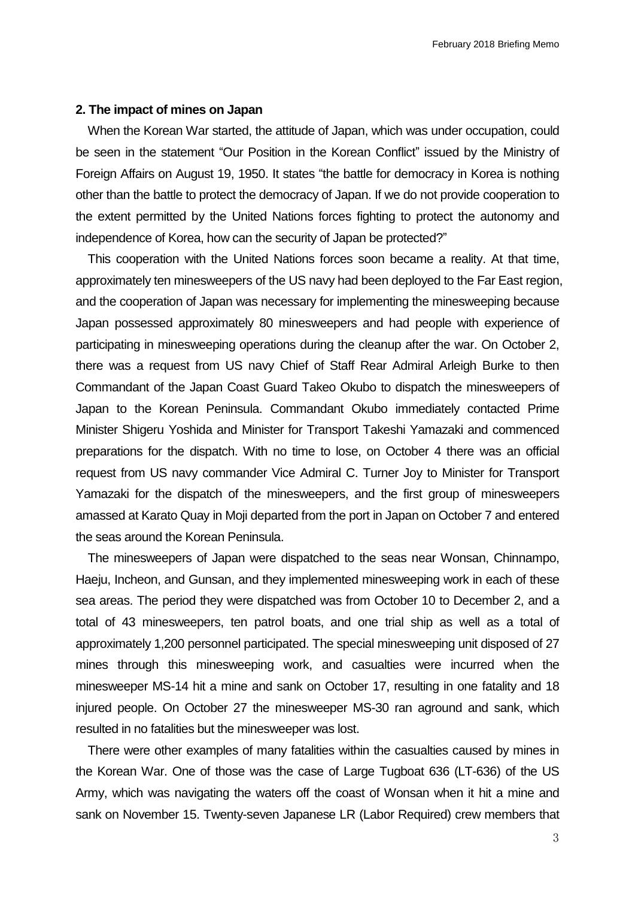## 2. The impact of mines on Japan

When the Korean War started, the attitude of Japan, which was under occupation, could be seen in the statement "Our Position in the Korean Conflict" issued by the Ministry of Foreign Affairs on August 19, 1950. It states "the battle for democracy in Korea is nothing other than the battle to protect the democracy of Japan. If we do not provide cooperation to the extent permitted by the United Nations forces fighting to protect the autonomy and independence of Korea, how can the security of Japan be protected?"

This cooperation with the United Nations forces soon became a reality. At that time, approximately ten minesweepers of the US navy had been deployed to the Far East region, and the cooperation of Japan was necessary for implementing the minesweeping because Japan possessed approximately 80 minesweepers and had people with experience of participating in minesweeping operations during the cleanup after the war. On October 2, there was a request from US navy Chief of Staff Rear Admiral Arleigh Burke to then Commandant of the Japan Coast Guard Takeo Okubo to dispatch the minesweepers of Japan to the Korean Peninsula. Commandant Okubo immediately contacted Prime Minister Shigeru Yoshida and Minister for Transport Takeshi Yamazaki and commenced preparations for the dispatch. With no time to lose, on October 4 there was an official request from US navy commander Vice Admiral C. Turner Joy to Minister for Transport Yamazaki for the dispatch of the minesweepers, and the first group of minesweepers amassed at Karato Quay in Moji departed from the port in Japan on October 7 and entered the seas around the Korean Peninsula.

The minesweepers of Japan were dispatched to the seas near Wonsan, Chinnampo, Haeju, Incheon, and Gunsan, and they implemented minesweeping work in each of these sea areas. The period they were dispatched was from October 10 to December 2, and a total of 43 minesweepers, ten patrol boats, and one trial ship as well as a total of approximately 1,200 personnel participated. The special minesweeping unit disposed of 27 mines through this minesweeping work, and casualties were incurred when the minesweeper MS-14 hit a mine and sank on October 17, resulting in one fatality and 18 injured people. On October 27 the minesweeper MS-30 ran aground and sank, which resulted in no fatalities but the minesweeper was lost.

There were other examples of many fatalities within the casualties caused by mines in the Korean War. One of those was the case of Large Tugboat 636 (LT-636) of the US Army, which was navigating the waters off the coast of Wonsan when it hit a mine and sank on November 15. Twenty-seven Japanese LR (Labor Required) crew members that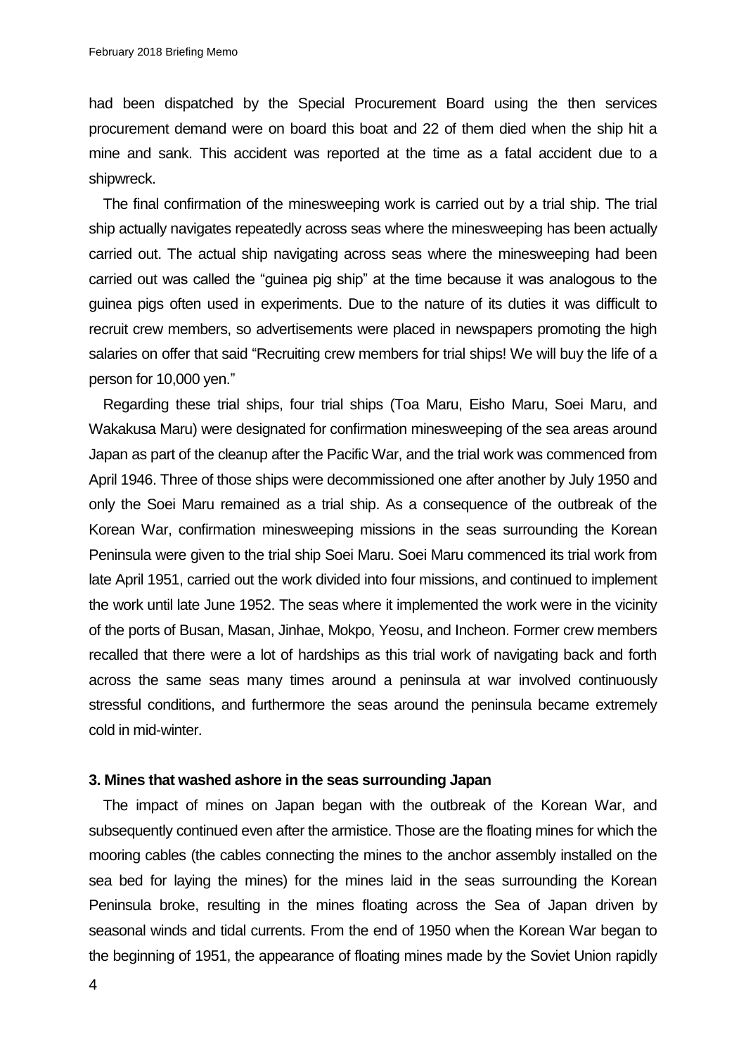had been dispatched by the Special Procurement Board using the then services procurement demand were on board this boat and 22 of them died when the ship hit a mine and sank. This accident was reported at the time as a fatal accident due to a shipwreck.

The final confirmation of the minesweeping work is carried out by a trial ship. The trial ship actually navigates repeatedly across seas where the minesweeping has been actually carried out. The actual ship navigating across seas where the minesweeping had been carried out was called the "guinea pig ship" at the time because it was analogous to the guinea pigs often used in experiments. Due to the nature of its duties it was difficult to recruit crew members, so advertisements were placed in newspapers promoting the high salaries on offer that said "Recruiting crew members for trial ships! We will buy the life of a person for 10,000 yen."

Regarding these trial ships, four trial ships (Toa Maru, Eisho Maru, Soei Maru, and Wakakusa Maru) were designated for confirmation minesweeping of the sea areas around Japan as part of the cleanup after the Pacific War, and the trial work was commenced from April 1946. Three of those ships were decommissioned one after another by July 1950 and only the Soei Maru remained as a trial ship. As a consequence of the outbreak of the Korean War, confirmation minesweeping missions in the seas surrounding the Korean Peninsula were given to the trial ship Soei Maru. Soei Maru commenced its trial work from late April 1951, carried out the work divided into four missions, and continued to implement the work until late June 1952. The seas where it implemented the work were in the vicinity of the ports of Busan, Masan, Jinhae, Mokpo, Yeosu, and Incheon. Former crew members recalled that there were a lot of hardships as this trial work of navigating back and forth across the same seas many times around a peninsula at war involved continuously stressful conditions, and furthermore the seas around the peninsula became extremely cold in mid-winter.

### 3. Mines that washed ashore in the seas surrounding Japan

The impact of mines on Japan began with the outbreak of the Korean War, and subsequently continued even after the armistice. Those are the floating mines for which the mooring cables (the cables connecting the mines to the anchor assembly installed on the sea bed for laying the mines) for the mines laid in the seas surrounding the Korean Peninsula broke, resulting in the mines floating across the Sea of Japan driven by seasonal winds and tidal currents. From the end of 1950 when the Korean War began to the beginning of 1951, the appearance of floating mines made by the Soviet Union rapidly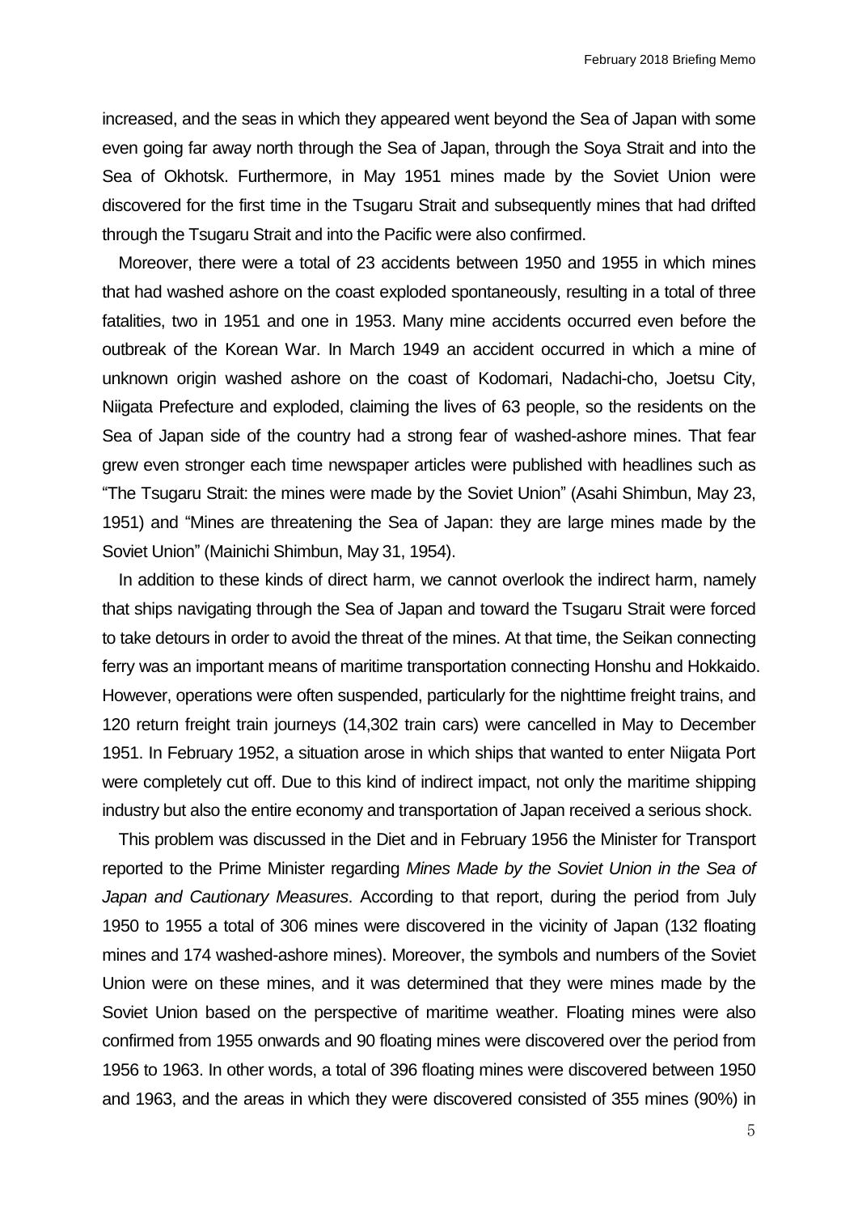increased, and the seas in which they appeared went beyond the Sea of Japan with some even going far away north through the Sea of Japan, through the Soya Strait and into the Sea of Okhotsk. Furthermore, in May 1951 mines made by the Soviet Union were discovered for the first time in the Tsugaru Strait and subsequently mines that had drifted through the Tsugaru Strait and into the Pacific were also confirmed.

Moreover, there were a total of 23 accidents between 1950 and 1955 in which mines that had washed ashore on the coast exploded spontaneously, resulting in a total of three fatalities, two in 1951 and one in 1953. Many mine accidents occurred even before the outbreak of the Korean War. In March 1949 an accident occurred in which a mine of unknown origin washed ashore on the coast of Kodomari, Nadachi-cho, Joetsu City, Niigata Prefecture and exploded, claiming the lives of 63 people, so the residents on the Sea of Japan side of the country had a strong fear of washed-ashore mines. That fear grew even stronger each time newspaper articles were published with headlines such as "The Tsugaru Strait: the mines were made by the Soviet Union" (Asahi Shimbun, May 23, 1951) and "Mines are threatening the Sea of Japan: they are large mines made by the Soviet Union" (Mainichi Shimbun, May 31, 1954).

In addition to these kinds of direct harm, we cannot overlook the indirect harm, namely that ships navigating through the Sea of Japan and toward the Tsugaru Strait were forced to take detours in order to avoid the threat of the mines. At that time, the Seikan connecting ferry was an important means of maritime transportation connecting Honshu and Hokkaido. However, operations were often suspended, particularly for the nighttime freight trains, and 120 return freight train journeys (14,302 train cars) were cancelled in May to December 1951. In February 1952, a situation arose in which ships that wanted to enter Niigata Port were completely cut off. Due to this kind of indirect impact, not only the maritime shipping industry but also the entire economy and transportation of Japan received a serious shock.

This problem was discussed in the Diet and in February 1956 the Minister for Transport reported to the Prime Minister regarding *Mines Made by the Soviet Union in the Sea of Japan and Cautionary Measures*. According to that report, during the period from July 1950 to 1955 a total of 306 mines were discovered in the vicinity of Japan (132 floating mines and 174 washed-ashore mines). Moreover, the symbols and numbers of the Soviet Union were on these mines, and it was determined that they were mines made by the Soviet Union based on the perspective of maritime weather. Floating mines were also confirmed from 1955 onwards and 90 floating mines were discovered over the period from 1956 to 1963. In other words, a total of 396 floating mines were discovered between 1950 and 1963, and the areas in which they were discovered consisted of 355 mines (90%) in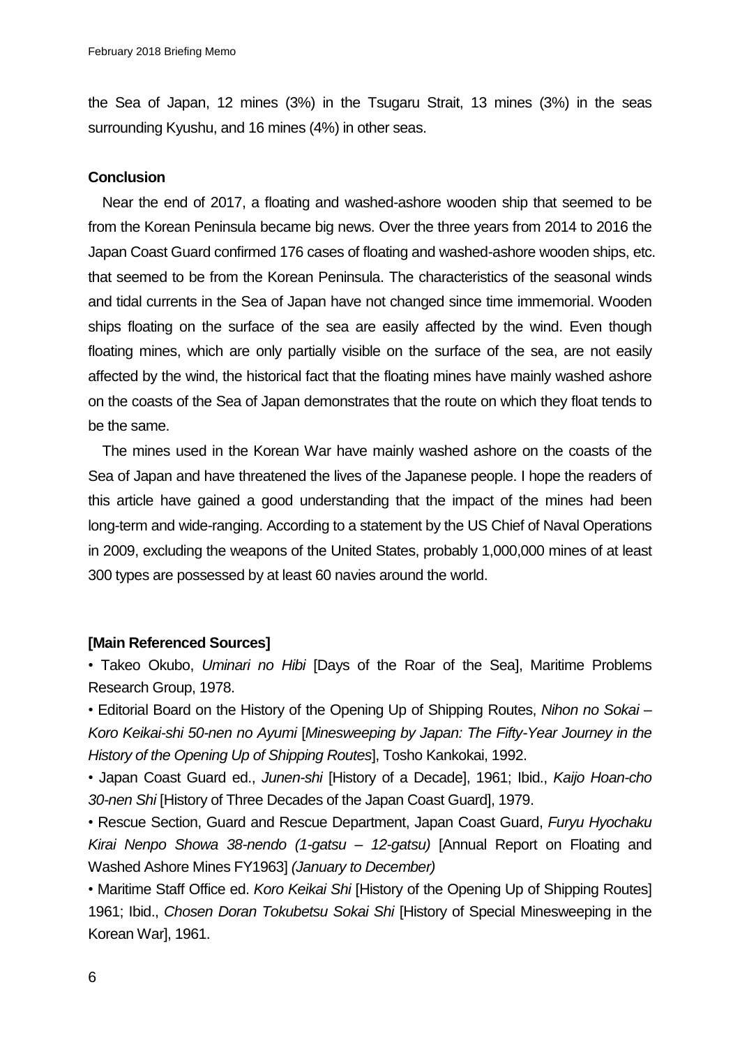the Sea of Japan, 12 mines (3%) in the Tsugaru Strait, 13 mines (3%) in the seas surrounding Kyushu, and 16 mines (4%) in other seas.

**Conclusion**

Near the end of 2017, a floating and washed-ashore wooden ship that seemed to be from the Korean Peninsula became big news. Over the three years from 2014 to 2016 the Japan Coast Guard confirmed 176 cases of floating and washed-ashore wooden ships, etc. that seemed to be from the Korean Peninsula. The characteristics of the seasonal winds and tidal currents in the Sea of Japan have not changed since time immemorial. Wooden ships floating on the surface of the sea are easily affected by the wind. Even though floating mines, which are only partially visible on the surface of the sea, are not easily affected by the wind, the historical fact that the floating mines have mainly washed ashore on the coasts of the Sea of Japan demonstrates that the route on which they float tends to be the same.

The mines used in the Korean War have mainly washed ashore on the coasts of the Sea of Japan and have threatened the lives of the Japanese people. I hope the readers of this article have gained a good understanding that the impact of the mines had been long-term and wide-ranging. According to a statement by the US Chief of Naval Operations in 2009, excluding the weapons of the United States, probably 1,000,000 mines of at least 300 types are possessed by at least 60 navies around the world.

**[Main Referenced Sources]**

• Takeo Okubo, *Uminari no Hibi* [Days of the Roar of the Sea], Maritime Problems Research Group, 1978.

• Editorial Board on the History of the Opening Up of Shipping Routes, *Nihon no Sokai – Koro Keikai-shi 50-nen no Ayumi* [*Minesweeping by Japan: The Fifty-Year Journey in the History of the Opening Up of Shipping Routes*], Tosho Kankokai, 1992.

• Japan Coast Guard ed., *Junen-shi* [History of a Decade], 1961; Ibid., *Kaijo Hoan-cho 30-nen Shi* [History of Three Decades of the Japan Coast Guard], 1979.

• Rescue Section, Guard and Rescue Department, Japan Coast Guard, *Furyu Hyochaku Kirai Nenpo Showa 38-nendo (1-gatsu – 12-gatsu)* [Annual Report on Floating and Washed Ashore Mines FY1963] *(January to December)*

• Maritime Staff Office ed. *Koro Keikai Shi* [History of the Opening Up of Shipping Routes] 1961; Ibid., *Chosen Doran Tokubetsu Sokai Shi* [History of Special Minesweeping in the Korean War], 1961.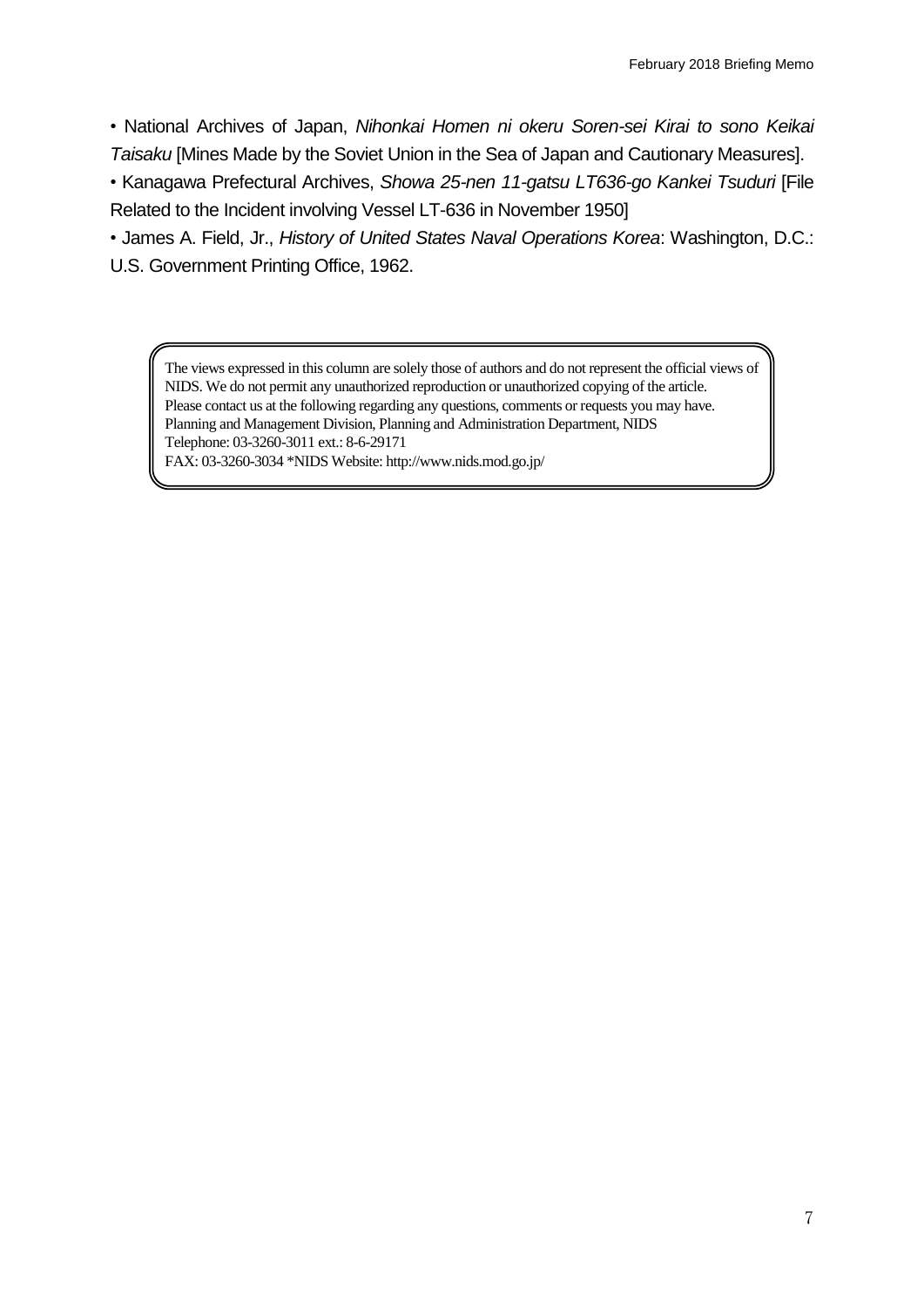- National Archives of Japan, *Nihonkai Homen ni okeru Soren-sei Kirai to sono Keikai Taisaku* [Mines Made by the Soviet Union in the Sea of Japan and Cautionary Measures].
- Kanagawa Prefectural Archives, *Showa 25-nen 11-gatsu LT636-go Kankei Tsuduri* [File Related to the Incident involving Vessel LT-636 in November 1950]
- James A. Field, Jr., *History of United States Naval Operations Korea*: Washington, D.C.: U.S. Government Printing Office, 1962.

The views expressed in this column are solely those of authors and do not represent the official views of NIDS. We do not permit any unauthorized reproduction or unauthorized copying of the article.
Please contact us at the following regarding any questions, comments or requests you may have.
Planning and Management Division, Planning and Administration Department, NIDS
Telephone: 03-3260-3011 ext.: 8-6-29171
FAX: 03-3260-3034 *NIDS Website: http://www.nids.mod.go.jp/